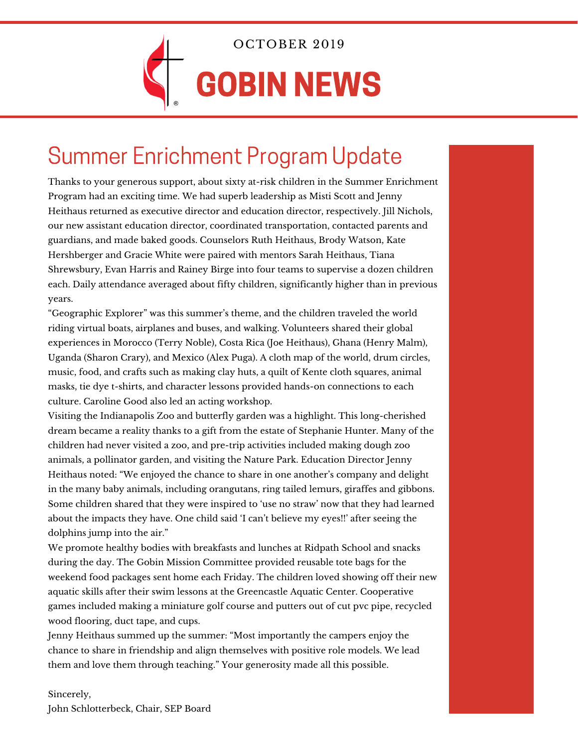OCTOBER 2019

# GOBIN NEWS

## Summer Enrichment Program Update

Thanks to your generous support, about sixty at-risk children in the Summer Enrichment Program had an exciting time. We had superb leadership as Misti Scott and Jenny Heithaus returned as executive director and education director, respectively. Jill Nichols, our new assistant education director, coordinated transportation, contacted parents and guardians, and made baked goods. Counselors Ruth Heithaus, Brody Watson, Kate Hershberger and Gracie White were paired with mentors Sarah Heithaus, Tiana Shrewsbury, Evan Harris and Rainey Birge into four teams to supervise a dozen children each. Daily attendance averaged about fifty children, significantly higher than in previous years.

“Geographic Explorer” was this summer’s theme, and the children traveled the world riding virtual boats, airplanes and buses, and walking. Volunteers shared their global experiences in Morocco (Terry Noble), Costa Rica (Joe Heithaus), Ghana (Henry Malm), Uganda (Sharon Crary), and Mexico (Alex Puga). A cloth map of the world, drum circles, music, food, and crafts such as making clay huts, a quilt of Kente cloth squares, animal masks, tie dye t-shirts, and character lessons provided hands-on connections to each culture. Caroline Good also led an acting workshop.

Visiting the Indianapolis Zoo and butterfly garden was a highlight. This long-cherished dream became a reality thanks to a gift from the estate of Stephanie Hunter. Many of the children had never visited a zoo, and pre-trip activities included making dough zoo animals, a pollinator garden, and visiting the Nature Park. Education Director Jenny Heithaus noted: “We enjoyed the chance to share in one another’s company and delight in the many baby animals, including orangutans, ring tailed lemurs, giraffes and gibbons. Some children shared that they were inspired to ‘use no straw’ now that they had learned about the impacts they have. One child said ‘I can’t believe my eyes!!’ after seeing the dolphins jump into the air.”

We promote healthy bodies with breakfasts and lunches at Ridpath School and snacks during the day. The Gobin Mission Committee provided reusable tote bags for the weekend food packages sent home each Friday. The children loved showing off their new aquatic skills after their swim lessons at the Greencastle Aquatic Center. Cooperative games included making a miniature golf course and putters out of cut pvc pipe, recycled wood flooring, duct tape, and cups.

Jenny Heithaus summed up the summer: “Most importantly the campers enjoy the chance to share in friendship and align themselves with positive role models. We lead them and love them through teaching.” Your generosity made all this possible.

Sincerely,
John Schlotterbeck, Chair, SEP Board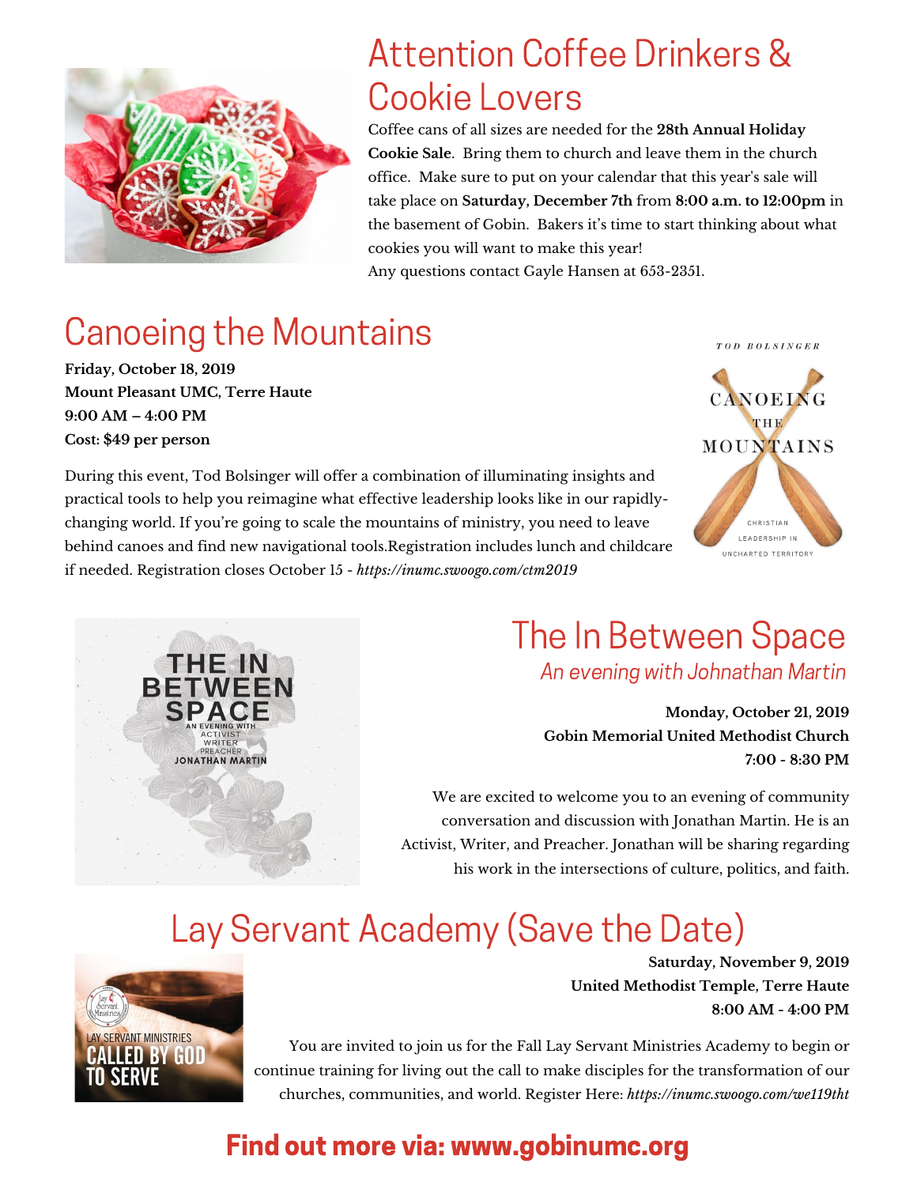## Attention Coffee Drinkers & Cookie Lovers

Coffee cans of all sizes are needed for the **28th Annual Holiday Cookie Sale**. Bring them to church and leave them in the church office. Make sure to put on your calendar that this year's sale will take place on **Saturday, December 7th** from **8:00 a.m. to 12:00pm** in the basement of Gobin. Bakers it's time to start thinking about what cookies you will want to make this year!
Any questions contact Gayle Hansen at 653-2351.

## Canoeing the Mountains

**Friday, October 18, 2019**
**Mount Pleasant UMC, Terre Haute**
**9:00 AM – 4:00 PM**
**Cost: $49 per person**

During this event, Tod Bolsinger will offer a combination of illuminating insights and practical tools to help you reimagine what effective leadership looks like in our rapidly-changing world. If you're going to scale the mountains of ministry, you need to leave behind canoes and find new navigational tools.Registration includes lunch and childcare if needed. Registration closes October 15 - *https://inumc.swoogo.com/ctm2019*

## The In Between Space

*An evening with Johnathan Martin*

**Monday, October 21, 2019**
**Gobin Memorial United Methodist Church**
**7:00 - 8:30 PM**

We are excited to welcome you to an evening of community conversation and discussion with Jonathan Martin. He is an Activist, Writer, and Preacher. Jonathan will be sharing regarding his work in the intersections of culture, politics, and faith.

## Lay Servant Academy (Save the Date)

**Saturday, November 9, 2019**
**United Methodist Temple, Terre Haute**
**8:00 AM - 4:00 PM**

You are invited to join us for the Fall Lay Servant Ministries Academy to begin or continue training for living out the call to make disciples for the transformation of our churches, communities, and world. Register Here: *https://inumc.swoogo.com/we119tht*

**Find out more via: www.gobinumc.org**